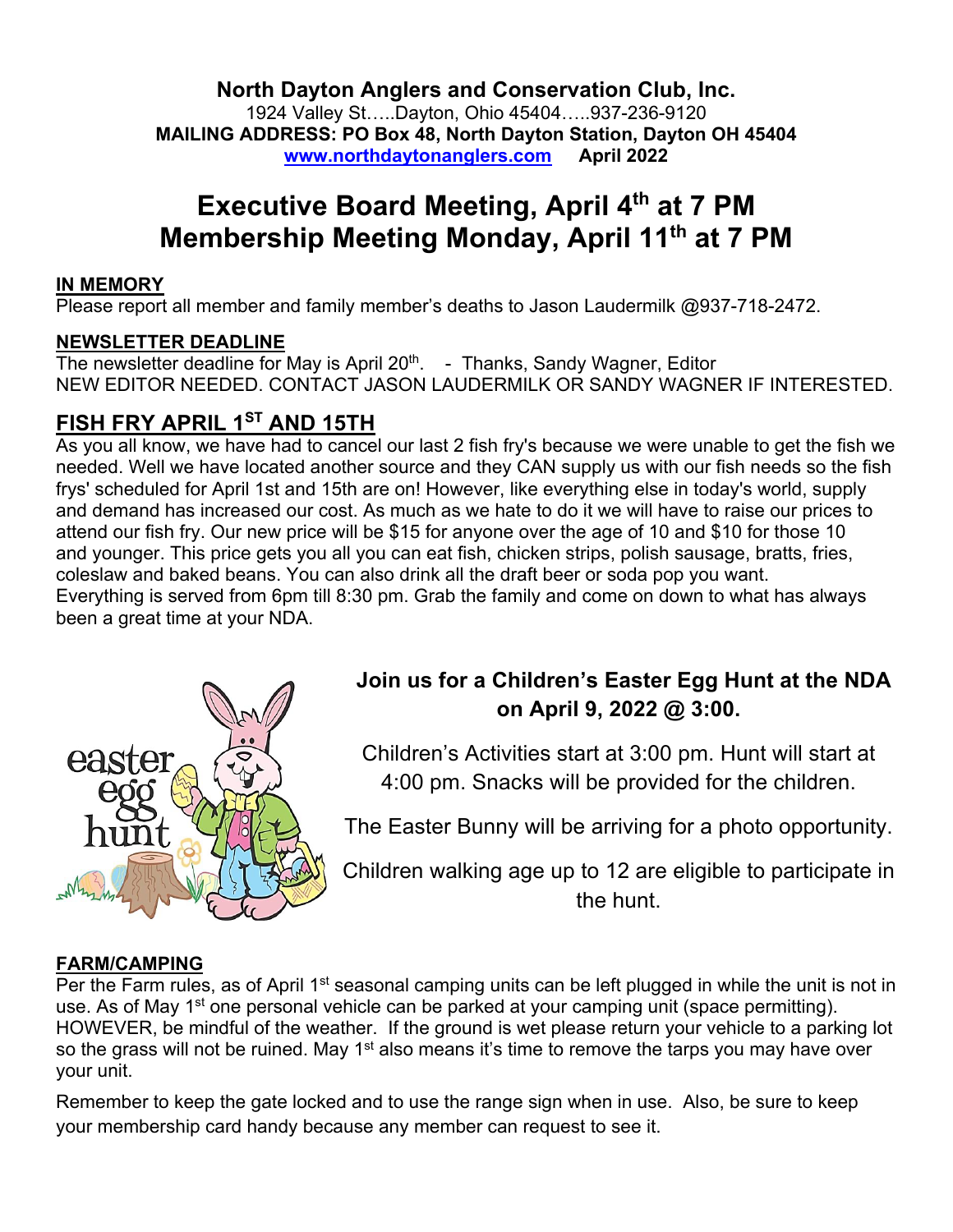**North Dayton Anglers and Conservation Club, Inc.**
1924 Valley St…..Dayton, Ohio 45404…..937-236-9120
**MAILING ADDRESS: PO Box 48, North Dayton Station, Dayton OH 45404**
**[www.northdaytonanglers.com](http://www.northdaytonanglers.com) April 2022**

# Executive Board Meeting, April 4th at 7 PM
# Membership Meeting Monday, April 11th at 7 PM

## IN MEMORY

Please report all member and family member's deaths to Jason Laudermilk @937-718-2472.

## NEWSLETTER DEADLINE

The newsletter deadline for May is April 20th. - Thanks, Sandy Wagner, Editor
NEW EDITOR NEEDED. CONTACT JASON LAUDERMILK OR SANDY WAGNER IF INTERESTED.

## FISH FRY APRIL 1ST AND 15TH

As you all know, we have had to cancel our last 2 fish fry's because we were unable to get the fish we needed. Well we have located another source and they CAN supply us with our fish needs so the fish frys' scheduled for April 1st and 15th are on! However, like everything else in today's world, supply and demand has increased our cost. As much as we hate to do it we will have to raise our prices to attend our fish fry. Our new price will be $15 for anyone over the age of 10 and $10 for those 10 and younger. This price gets you all you can eat fish, chicken strips, polish sausage, bratts, fries, coleslaw and baked beans. You can also drink all the draft beer or soda pop you want. Everything is served from 6pm till 8:30 pm. Grab the family and come on down to what has always been a great time at your NDA.

**Join us for a Children's Easter Egg Hunt at the NDA on April 9, 2022 @ 3:00.**

Children's Activities start at 3:00 pm. Hunt will start at 4:00 pm. Snacks will be provided for the children.

The Easter Bunny will be arriving for a photo opportunity.

Children walking age up to 12 are eligible to participate in the hunt.

## FARM/CAMPING

Per the Farm rules, as of April 1st seasonal camping units can be left plugged in while the unit is not in use. As of May 1st one personal vehicle can be parked at your camping unit (space permitting). HOWEVER, be mindful of the weather. If the ground is wet please return your vehicle to a parking lot so the grass will not be ruined. May 1st also means it's time to remove the tarps you may have over your unit.

Remember to keep the gate locked and to use the range sign when in use. Also, be sure to keep your membership card handy because any member can request to see it.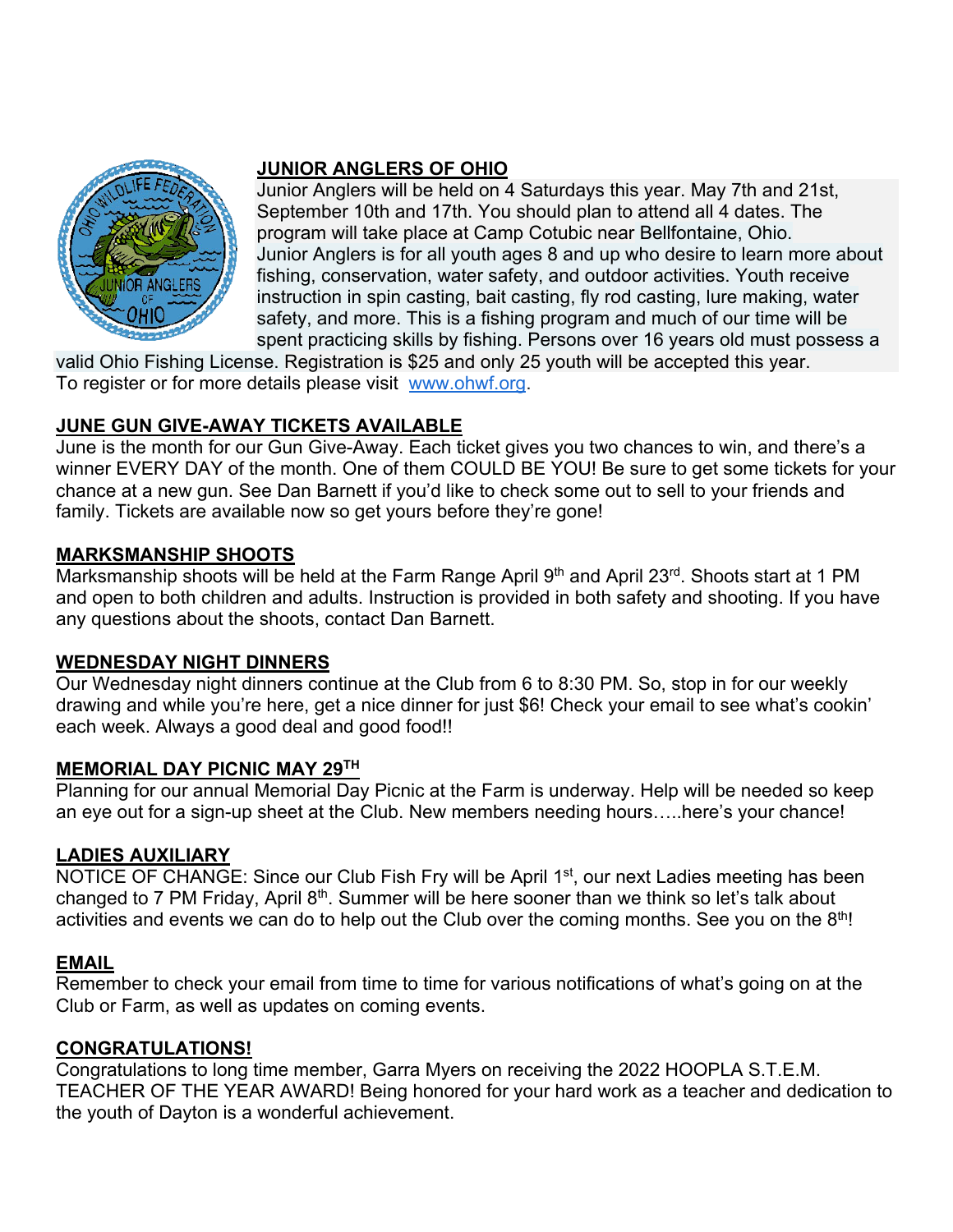## JUNIOR ANGLERS OF OHIO

Junior Anglers will be held on 4 Saturdays this year. May 7th and 21st, September 10th and 17th. You should plan to attend all 4 dates. The program will take place at Camp Cotubic near Bellfontaine, Ohio. Junior Anglers is for all youth ages 8 and up who desire to learn more about fishing, conservation, water safety, and outdoor activities. Youth receive instruction in spin casting, bait casting, fly rod casting, lure making, water safety, and more. This is a fishing program and much of our time will be spent practicing skills by fishing. Persons over 16 years old must possess a valid Ohio Fishing License. Registration is $25 and only 25 youth will be accepted this year. To register or for more details please visit [www.ohwf.org](http://www.ohwf.org).

## JUNE GUN GIVE-AWAY TICKETS AVAILABLE

June is the month for our Gun Give-Away. Each ticket gives you two chances to win, and there's a winner EVERY DAY of the month. One of them COULD BE YOU! Be sure to get some tickets for your chance at a new gun. See Dan Barnett if you'd like to check some out to sell to your friends and family. Tickets are available now so get yours before they're gone!

## MARKSMANSHIP SHOOTS

Marksmanship shoots will be held at the Farm Range April 9th and April 23rd. Shoots start at 1 PM and open to both children and adults. Instruction is provided in both safety and shooting. If you have any questions about the shoots, contact Dan Barnett.

## WEDNESDAY NIGHT DINNERS

Our Wednesday night dinners continue at the Club from 6 to 8:30 PM. So, stop in for our weekly drawing and while you're here, get a nice dinner for just $6! Check your email to see what's cookin' each week. Always a good deal and good food!!

## MEMORIAL DAY PICNIC MAY 29TH

Planning for our annual Memorial Day Picnic at the Farm is underway. Help will be needed so keep an eye out for a sign-up sheet at the Club. New members needing hours…..here's your chance!

## LADIES AUXILIARY

NOTICE OF CHANGE: Since our Club Fish Fry will be April 1st, our next Ladies meeting has been changed to 7 PM Friday, April 8th. Summer will be here sooner than we think so let's talk about activities and events we can do to help out the Club over the coming months. See you on the 8th!

## EMAIL

Remember to check your email from time to time for various notifications of what's going on at the Club or Farm, as well as updates on coming events.

## CONGRATULATIONS!

Congratulations to long time member, Garra Myers on receiving the 2022 HOOPLA S.T.E.M. TEACHER OF THE YEAR AWARD! Being honored for your hard work as a teacher and dedication to the youth of Dayton is a wonderful achievement.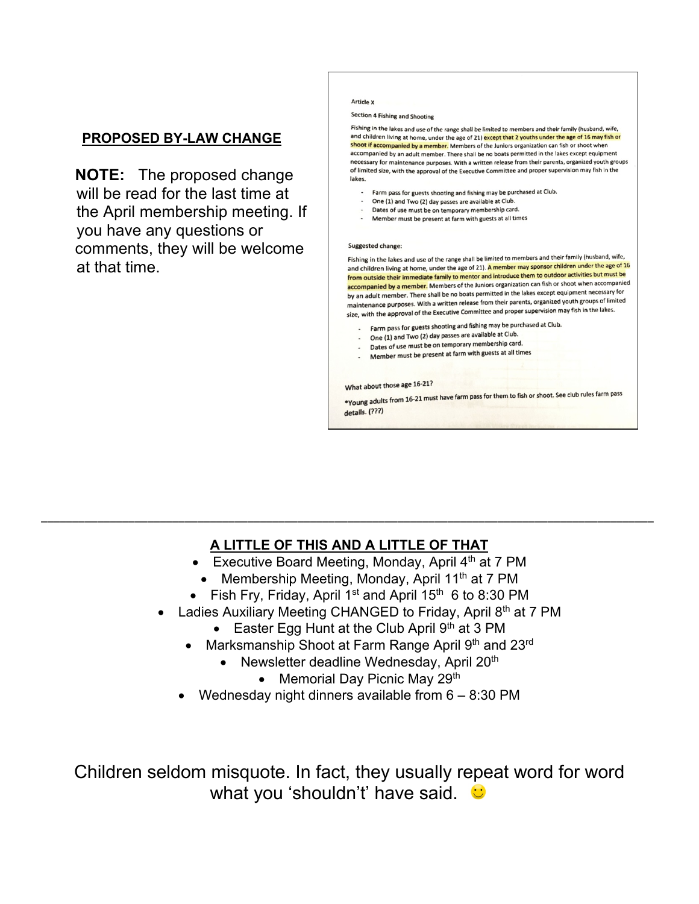**PROPOSED BY-LAW CHANGE**

**NOTE:** The proposed change will be read for the last time at the April membership meeting. If you have any questions or comments, they will be welcome at that time.

Article X

Section 4 Fishing and Shooting

Fishing in the lakes and use of the range shall be limited to members and their family (husband, wife, and children living at home, under the age of 21) except that 2 youths under the age of 16 may fish or shoot if accompanied by a member. Members of the Juniors organization can fish or shoot when accompanied by an adult member. There shall be no boats permitted in the lakes except equipment necessary for maintenance purposes. With a written release from their parents, organized youth groups of limited size, with the approval of the Executive Committee and proper supervision may fish in the lakes.

- Farm pass for guests shooting and fishing may be purchased at Club.
- One (1) and Two (2) day passes are available at Club.
- Dates of use must be on temporary membership card.
- Member must be present at farm with guests at all times

Suggested change:

Fishing in the lakes and use of the range shall be limited to members and their family (husband, wife, and children living at home, under the age of 21). A member may sponsor children under the age of 16 from outside their immediate family to mentor and introduce them to outdoor activities but must be accompanied by a member. Members of the Juniors organization can fish or shoot when accompanied by an adult member. There shall be no boats permitted in the lakes except equipment necessary for maintenance purposes. With a written release from their parents, organized youth groups of limited size, with the approval of the Executive Committee and proper supervision may fish in the lakes.

- Farm pass for guests shooting and fishing may be purchased at Club.
- One (1) and Two (2) day passes are available at Club.
- Dates of use must be on temporary membership card.
- Member must be present at farm with guests at all times

What about those age 16-21?

*Young adults from 16-21 must have farm pass for them to fish or shoot. See club rules farm pass details. (???)

---

**A LITTLE OF THIS AND A LITTLE OF THAT**

- Executive Board Meeting, Monday, April 4th at 7 PM
- Membership Meeting, Monday, April 11th at 7 PM
- Fish Fry, Friday, April 1st and April 15th 6 to 8:30 PM
- Ladies Auxiliary Meeting CHANGED to Friday, April 8th at 7 PM
- Easter Egg Hunt at the Club April 9th at 3 PM
- Marksmanship Shoot at Farm Range April 9th and 23rd
- Newsletter deadline Wednesday, April 20th
- Memorial Day Picnic May 29th
- Wednesday night dinners available from 6 – 8:30 PM

Children seldom misquote. In fact, they usually repeat word for word what you 'shouldn't' have said. ☺